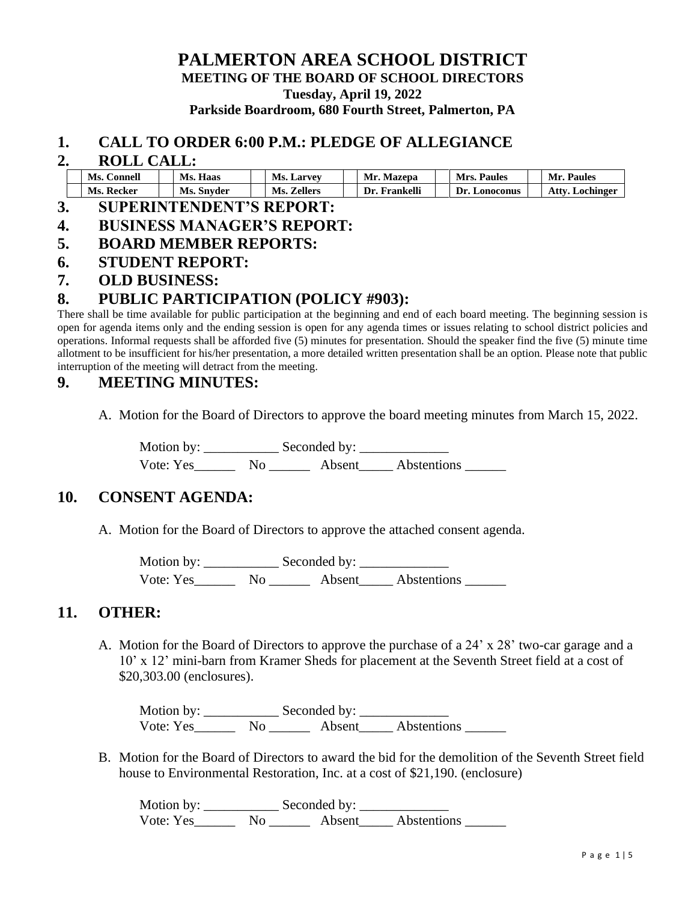# PALMERTON AREA SCHOOL DISTRICT

**MEETING OF THE BOARD OF SCHOOL DIRECTORS**

**Tuesday, April 19, 2022**

**Parkside Boardroom, 680 Fourth Street, Palmerton, PA**

## 1. CALL TO ORDER 6:00 P.M.: PLEDGE OF ALLEGIANCE

## 2. ROLL CALL:

| | | | | | | | | | | | |
|---|---|---|---|---|---|---|---|---|---|---|---|
| | **Ms. Connell** | | **Ms. Haas** | | **Ms. Larvey** | | **Mr. Mazepa** | | **Mrs. Paules** | | **Mr. Paules** |
| | **Ms. Recker** | | **Ms. Snyder** | | **Ms. Zellers** | | **Dr. Frankelli** | | **Dr. Lonoconus** | | **Atty. Lochinger** |

## 3. SUPERINTENDENT'S REPORT:

## 4. BUSINESS MANAGER'S REPORT:

## 5. BOARD MEMBER REPORTS:

## 6. STUDENT REPORT:

## 7. OLD BUSINESS:

## 8. PUBLIC PARTICIPATION (POLICY #903):

There shall be time available for public participation at the beginning and end of each board meeting. The beginning session is open for agenda items only and the ending session is open for any agenda times or issues relating to school district policies and operations. Informal requests shall be afforded five (5) minutes for presentation. Should the speaker find the five (5) minute time allotment to be insufficient for his/her presentation, a more detailed written presentation shall be an option. Please note that public interruption of the meeting will detract from the meeting.

## 9. MEETING MINUTES:

A. Motion for the Board of Directors to approve the board meeting minutes from March 15, 2022.

Motion by: ___________ Seconded by: _____________
Vote: Yes______ No ______ Absent_____ Abstentions ______

## 10. CONSENT AGENDA:

A. Motion for the Board of Directors to approve the attached consent agenda.

Motion by: ___________ Seconded by: _____________
Vote: Yes______ No ______ Absent_____ Abstentions ______

## 11. OTHER:

A. Motion for the Board of Directors to approve the purchase of a 24' x 28' two-car garage and a 10' x 12' mini-barn from Kramer Sheds for placement at the Seventh Street field at a cost of $20,303.00 (enclosures).

Motion by: ___________ Seconded by: _____________
Vote: Yes______ No ______ Absent_____ Abstentions ______

B. Motion for the Board of Directors to award the bid for the demolition of the Seventh Street field house to Environmental Restoration, Inc. at a cost of $21,190. (enclosure)

Motion by: ___________ Seconded by: _____________
Vote: Yes______ No ______ Absent_____ Abstentions ______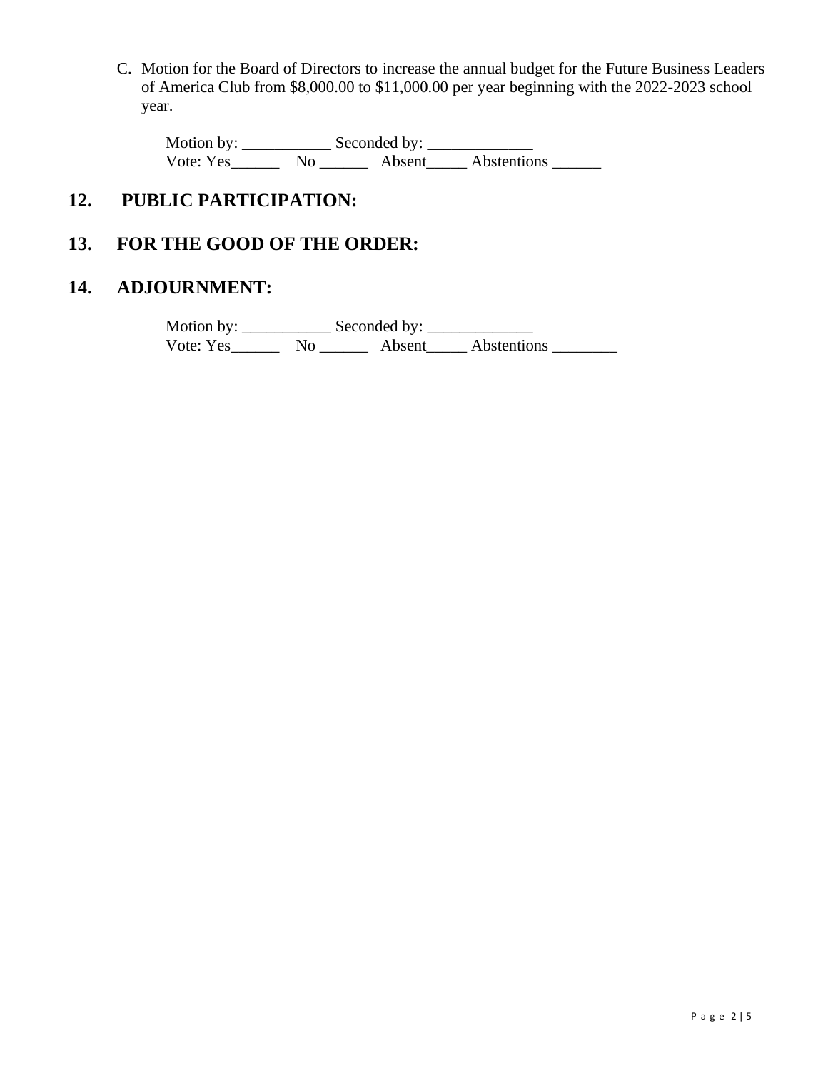C. Motion for the Board of Directors to increase the annual budget for the Future Business Leaders of America Club from $8,000.00 to $11,000.00 per year beginning with the 2022-2023 school year.

Motion by: ___________ Seconded by: _____________
Vote: Yes______ No ______ Absent_____ Abstentions ______

## 12. PUBLIC PARTICIPATION:

## 13. FOR THE GOOD OF THE ORDER:

## 14. ADJOURNMENT:

Motion by: ___________ Seconded by: _____________
Vote: Yes______ No ______ Absent_____ Abstentions ________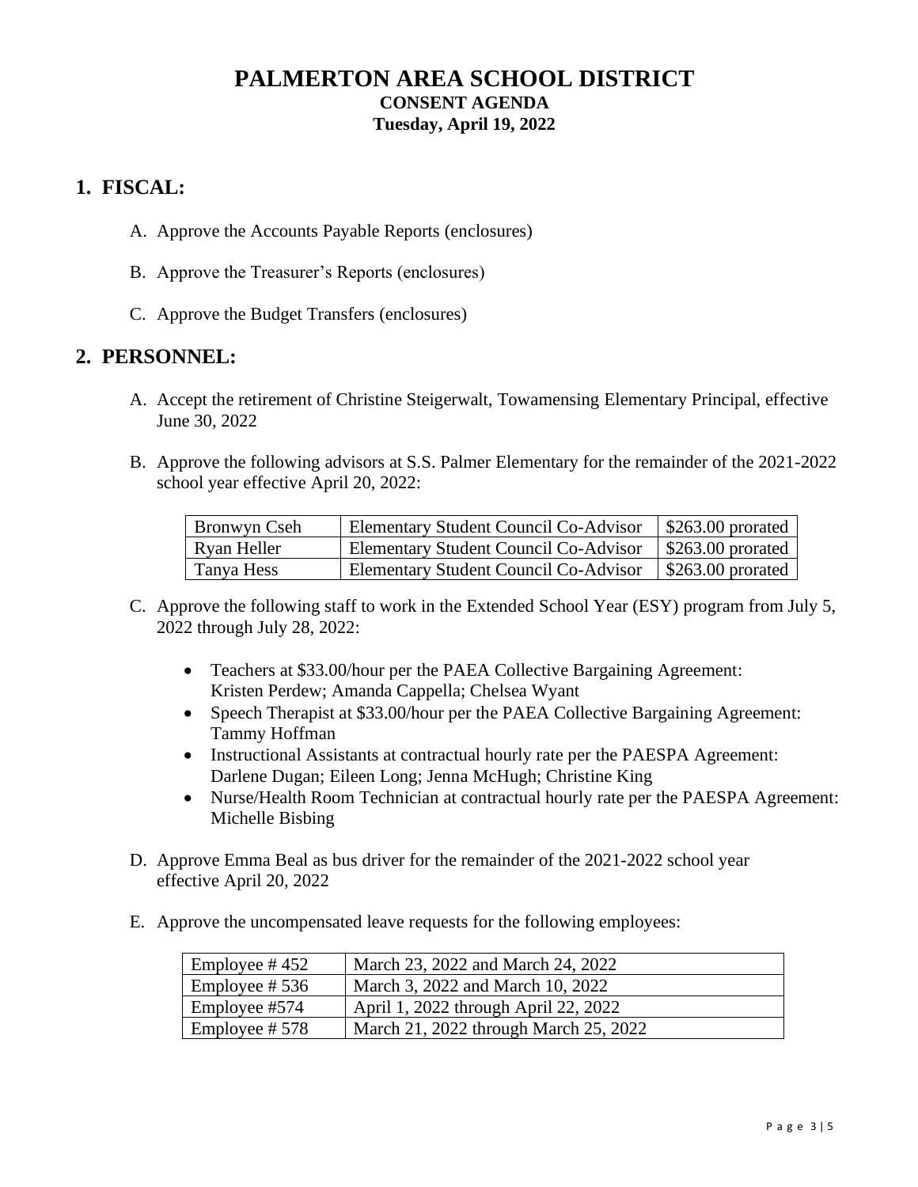# PALMERTON AREA SCHOOL DISTRICT

**CONSENT AGENDA**

**Tuesday, April 19, 2022**

## 1. FISCAL:

A. Approve the Accounts Payable Reports (enclosures)

B. Approve the Treasurer's Reports (enclosures)

C. Approve the Budget Transfers (enclosures)

## 2. PERSONNEL:

A. Accept the retirement of Christine Steigerwalt, Towamensing Elementary Principal, effective June 30, 2022

B. Approve the following advisors at S.S. Palmer Elementary for the remainder of the 2021-2022 school year effective April 20, 2022:

| | | |
|---|---|---|
| Bronwyn Cseh | Elementary Student Council Co-Advisor | $263.00 prorated |
| Ryan Heller | Elementary Student Council Co-Advisor | $263.00 prorated |
| Tanya Hess | Elementary Student Council Co-Advisor | $263.00 prorated |

C. Approve the following staff to work in the Extended School Year (ESY) program from July 5, 2022 through July 28, 2022:

- Teachers at $33.00/hour per the PAEA Collective Bargaining Agreement: Kristen Perdew; Amanda Cappella; Chelsea Wyant
- Speech Therapist at $33.00/hour per the PAEA Collective Bargaining Agreement: Tammy Hoffman
- Instructional Assistants at contractual hourly rate per the PAESPA Agreement: Darlene Dugan; Eileen Long; Jenna McHugh; Christine King
- Nurse/Health Room Technician at contractual hourly rate per the PAESPA Agreement: Michelle Bisbing

D. Approve Emma Beal as bus driver for the remainder of the 2021-2022 school year effective April 20, 2022

E. Approve the uncompensated leave requests for the following employees:

| | |
|---|---|
| Employee # 452 | March 23, 2022 and March 24, 2022 |
| Employee # 536 | March 3, 2022 and March 10, 2022 |
| Employee #574 | April 1, 2022 through April 22, 2022 |
| Employee # 578 | March 21, 2022 through March 25, 2022 |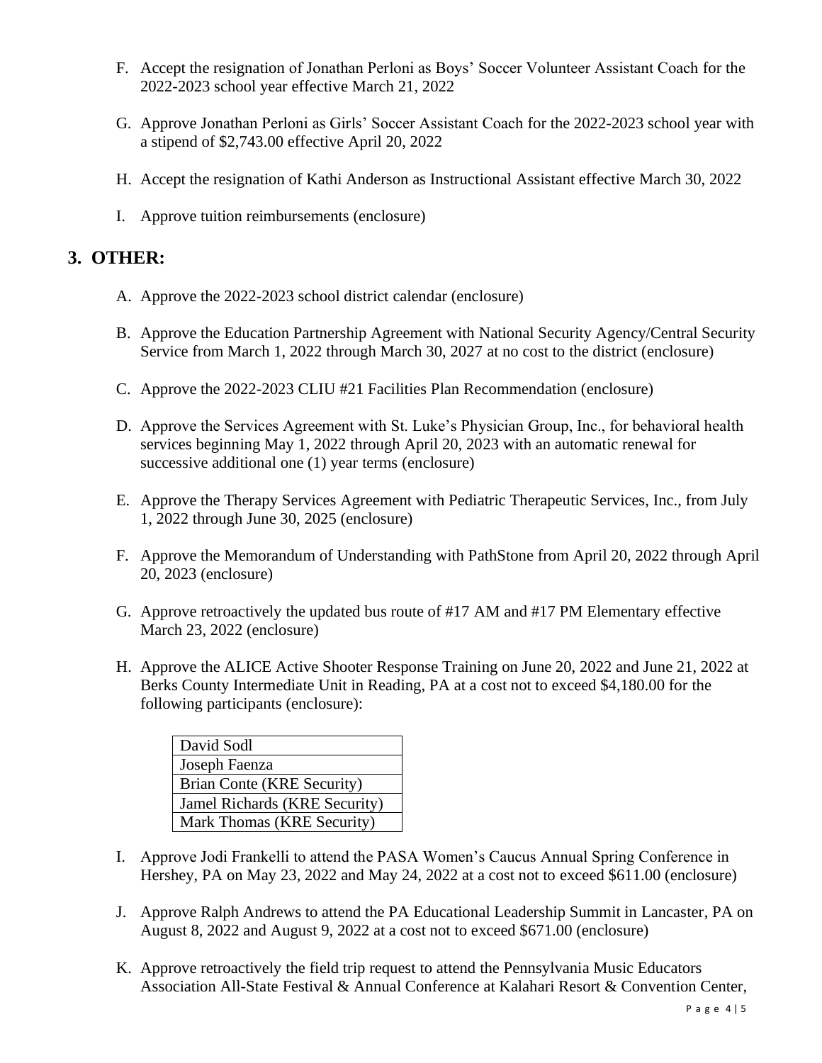F. Accept the resignation of Jonathan Perloni as Boys' Soccer Volunteer Assistant Coach for the 2022-2023 school year effective March 21, 2022

G. Approve Jonathan Perloni as Girls' Soccer Assistant Coach for the 2022-2023 school year with a stipend of $2,743.00 effective April 20, 2022

H. Accept the resignation of Kathi Anderson as Instructional Assistant effective March 30, 2022

I. Approve tuition reimbursements (enclosure)

## 3. OTHER:

A. Approve the 2022-2023 school district calendar (enclosure)

B. Approve the Education Partnership Agreement with National Security Agency/Central Security Service from March 1, 2022 through March 30, 2027 at no cost to the district (enclosure)

C. Approve the 2022-2023 CLIU #21 Facilities Plan Recommendation (enclosure)

D. Approve the Services Agreement with St. Luke's Physician Group, Inc., for behavioral health services beginning May 1, 2022 through April 20, 2023 with an automatic renewal for successive additional one (1) year terms (enclosure)

E. Approve the Therapy Services Agreement with Pediatric Therapeutic Services, Inc., from July 1, 2022 through June 30, 2025 (enclosure)

F. Approve the Memorandum of Understanding with PathStone from April 20, 2022 through April 20, 2023 (enclosure)

G. Approve retroactively the updated bus route of #17 AM and #17 PM Elementary effective March 23, 2022 (enclosure)

H. Approve the ALICE Active Shooter Response Training on June 20, 2022 and June 21, 2022 at Berks County Intermediate Unit in Reading, PA at a cost not to exceed $4,180.00 for the following participants (enclosure):

| David Sodl |
|---|
| Joseph Faenza |
| Brian Conte (KRE Security) |
| Jamel Richards (KRE Security) |
| Mark Thomas (KRE Security) |

I. Approve Jodi Frankelli to attend the PASA Women's Caucus Annual Spring Conference in Hershey, PA on May 23, 2022 and May 24, 2022 at a cost not to exceed $611.00 (enclosure)

J. Approve Ralph Andrews to attend the PA Educational Leadership Summit in Lancaster, PA on August 8, 2022 and August 9, 2022 at a cost not to exceed $671.00 (enclosure)

K. Approve retroactively the field trip request to attend the Pennsylvania Music Educators Association All-State Festival & Annual Conference at Kalahari Resort & Convention Center,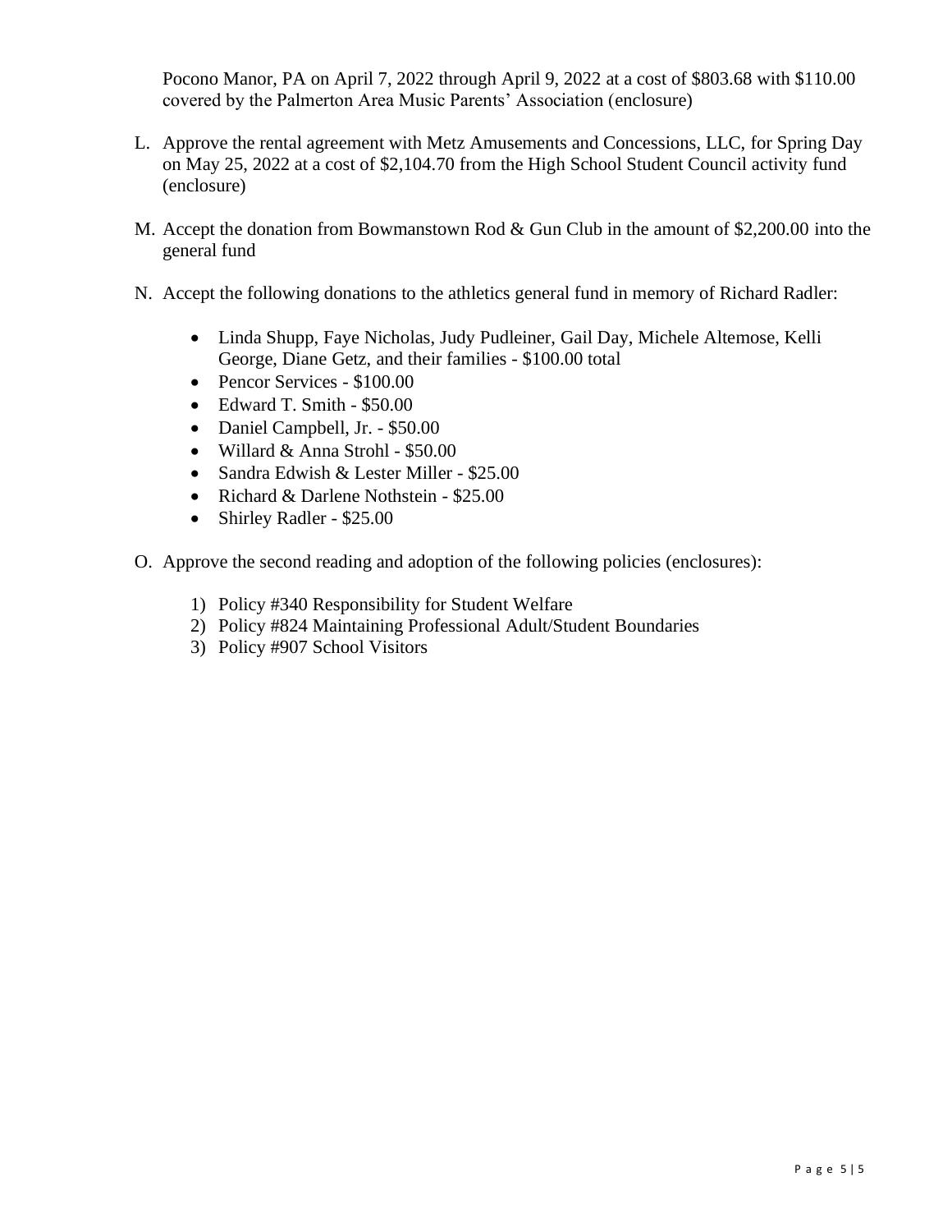Pocono Manor, PA on April 7, 2022 through April 9, 2022 at a cost of $803.68 with $110.00 covered by the Palmerton Area Music Parents' Association (enclosure)

L. Approve the rental agreement with Metz Amusements and Concessions, LLC, for Spring Day on May 25, 2022 at a cost of $2,104.70 from the High School Student Council activity fund (enclosure)

M. Accept the donation from Bowmanstown Rod & Gun Club in the amount of $2,200.00 into the general fund

N. Accept the following donations to the athletics general fund in memory of Richard Radler:

- Linda Shupp, Faye Nicholas, Judy Pudleiner, Gail Day, Michele Altemose, Kelli George, Diane Getz, and their families - $100.00 total
- Pencor Services - $100.00
- Edward T. Smith - $50.00
- Daniel Campbell, Jr. - $50.00
- Willard & Anna Strohl - $50.00
- Sandra Edwish & Lester Miller - $25.00
- Richard & Darlene Nothstein - $25.00
- Shirley Radler - $25.00

O. Approve the second reading and adoption of the following policies (enclosures):

1) Policy #340 Responsibility for Student Welfare
2) Policy #824 Maintaining Professional Adult/Student Boundaries
3) Policy #907 School Visitors